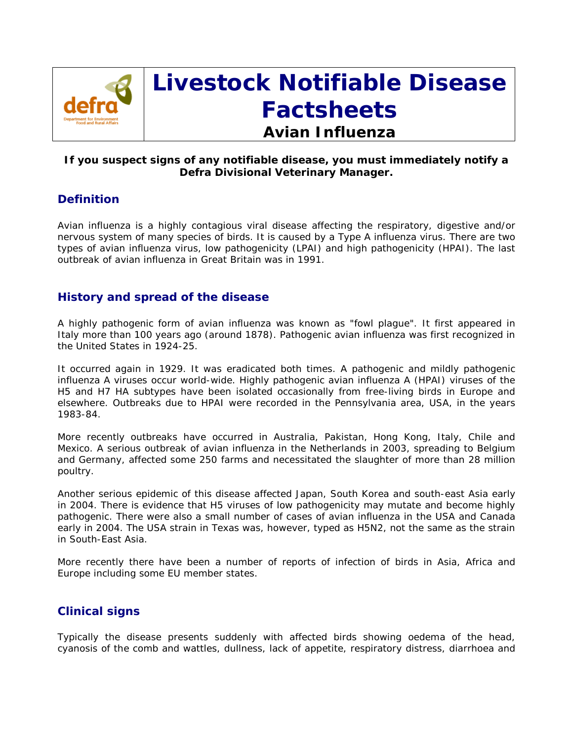# Livestock Notifiable Disease Factsheets

## Avian Influenza

**If you suspect signs of any notifiable disease, you must immediately notify a Defra Divisional Veterinary Manager.**

## Definition

Avian influenza is a highly contagious viral disease affecting the respiratory, digestive and/or nervous system of many species of birds. It is caused by a Type A influenza virus. There are two types of avian influenza virus, low pathogenicity (LPAI) and high pathogenicity (HPAI). The last outbreak of avian influenza in Great Britain was in 1991.

## History and spread of the disease

A highly pathogenic form of avian influenza was known as "fowl plague". It first appeared in Italy more than 100 years ago (around 1878). Pathogenic avian influenza was first recognized in the United States in 1924-25.

It occurred again in 1929. It was eradicated both times. A pathogenic and mildly pathogenic influenza A viruses occur world-wide. Highly pathogenic avian influenza A (HPAI) viruses of the H5 and H7 HA subtypes have been isolated occasionally from free-living birds in Europe and elsewhere. Outbreaks due to HPAI were recorded in the Pennsylvania area, USA, in the years 1983-84.

More recently outbreaks have occurred in Australia, Pakistan, Hong Kong, Italy, Chile and Mexico. A serious outbreak of avian influenza in the Netherlands in 2003, spreading to Belgium and Germany, affected some 250 farms and necessitated the slaughter of more than 28 million poultry.

Another serious epidemic of this disease affected Japan, South Korea and south-east Asia early in 2004. There is evidence that H5 viruses of low pathogenicity may mutate and become highly pathogenic. There were also a small number of cases of avian influenza in the USA and Canada early in 2004. The USA strain in Texas was, however, typed as H5N2, not the same as the strain in South-East Asia.

More recently there have been a number of reports of infection of birds in Asia, Africa and Europe including some EU member states.

## Clinical signs

Typically the disease presents suddenly with affected birds showing oedema of the head, cyanosis of the comb and wattles, dullness, lack of appetite, respiratory distress, diarrhoea and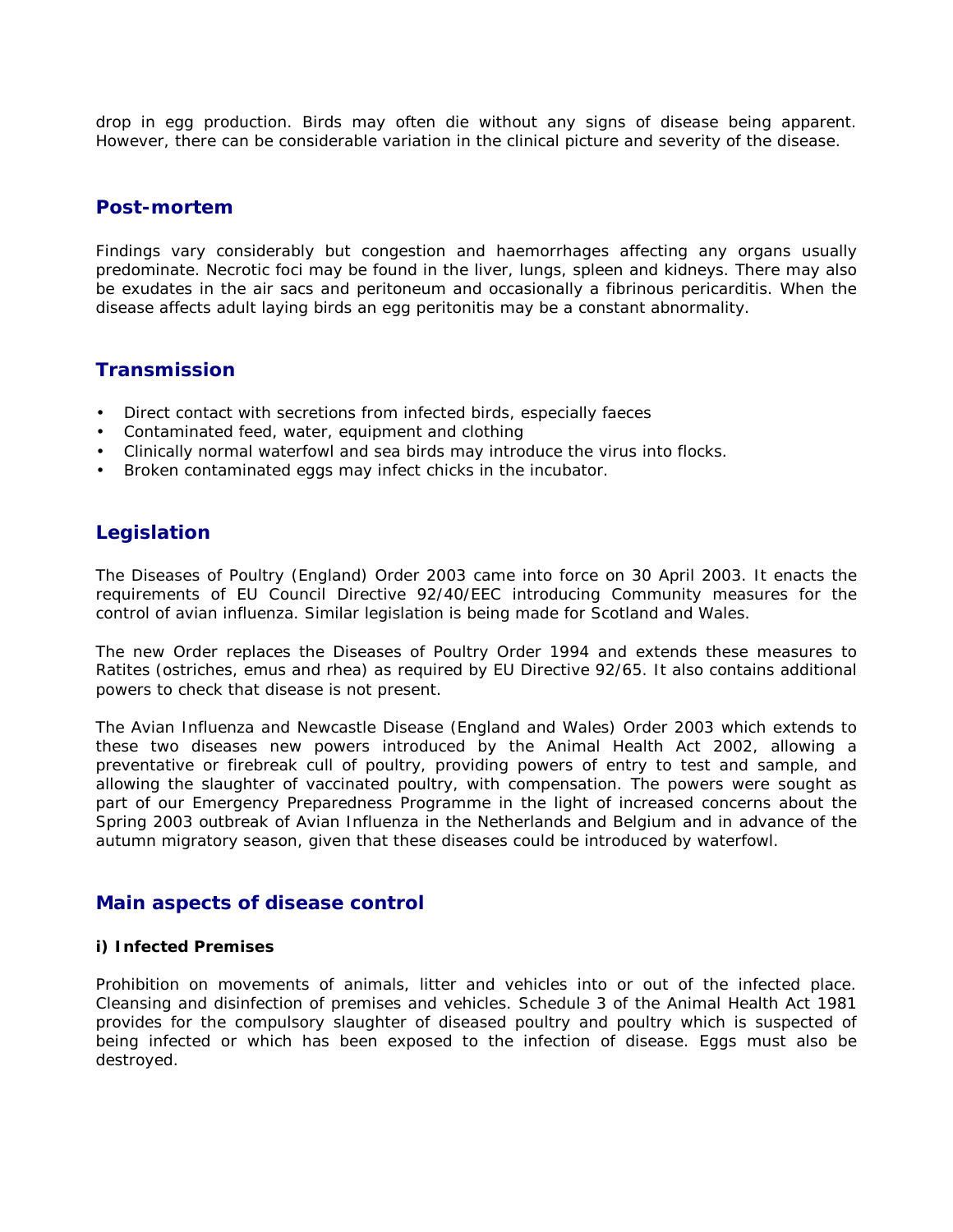drop in egg production. Birds may often die without any signs of disease being apparent. However, there can be considerable variation in the clinical picture and severity of the disease.

## Post-mortem

Findings vary considerably but congestion and haemorrhages affecting any organs usually predominate. Necrotic foci may be found in the liver, lungs, spleen and kidneys. There may also be exudates in the air sacs and peritoneum and occasionally a fibrinous pericarditis. When the disease affects adult laying birds an egg peritonitis may be a constant abnormality.

## Transmission

- Direct contact with secretions from infected birds, especially faeces
- Contaminated feed, water, equipment and clothing
- Clinically normal waterfowl and sea birds may introduce the virus into flocks.
- Broken contaminated eggs may infect chicks in the incubator.

## Legislation

The Diseases of Poultry (England) Order 2003 came into force on 30 April 2003. It enacts the requirements of EU Council Directive 92/40/EEC introducing Community measures for the control of avian influenza. Similar legislation is being made for Scotland and Wales.

The new Order replaces the Diseases of Poultry Order 1994 and extends these measures to Ratites (ostriches, emus and rhea) as required by EU Directive 92/65. It also contains additional powers to check that disease is not present.

The Avian Influenza and Newcastle Disease (England and Wales) Order 2003 which extends to these two diseases new powers introduced by the Animal Health Act 2002, allowing a preventative or firebreak cull of poultry, providing powers of entry to test and sample, and allowing the slaughter of vaccinated poultry, with compensation. The powers were sought as part of our Emergency Preparedness Programme in the light of increased concerns about the Spring 2003 outbreak of Avian Influenza in the Netherlands and Belgium and in advance of the autumn migratory season, given that these diseases could be introduced by waterfowl.

## Main aspects of disease control

#### i) Infected Premises

Prohibition on movements of animals, litter and vehicles into or out of the infected place. Cleansing and disinfection of premises and vehicles. Schedule 3 of the Animal Health Act 1981 provides for the compulsory slaughter of diseased poultry and poultry which is suspected of being infected or which has been exposed to the infection of disease. Eggs must also be destroyed.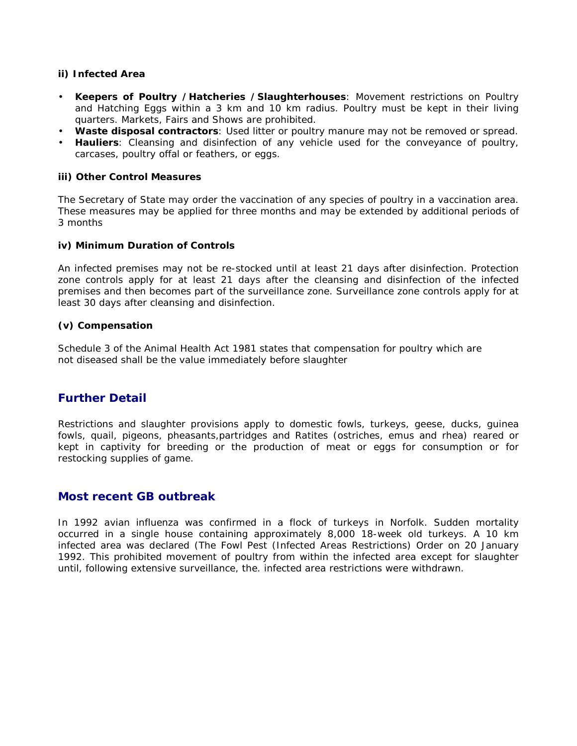#### ii) Infected Area

- **Keepers of Poultry / Hatcheries / Slaughterhouses**: Movement restrictions on Poultry and Hatching Eggs within a 3 km and 10 km radius. Poultry must be kept in their living quarters. Markets, Fairs and Shows are prohibited.
- **Waste disposal contractors**: Used litter or poultry manure may not be removed or spread.
- **Hauliers**: Cleansing and disinfection of any vehicle used for the conveyance of poultry, carcases, poultry offal or feathers, or eggs.

#### iii) Other Control Measures

The Secretary of State may order the vaccination of any species of poultry in a vaccination area. These measures may be applied for three months and may be extended by additional periods of 3 months

#### iv) Minimum Duration of Controls

An infected premises may not be re-stocked until at least 21 days after disinfection. Protection zone controls apply for at least 21 days after the cleansing and disinfection of the infected premises and then becomes part of the surveillance zone. Surveillance zone controls apply for at least 30 days after cleansing and disinfection.

#### (v) Compensation

Schedule 3 of the Animal Health Act 1981 states that compensation for poultry which are not diseased shall be the value immediately before slaughter

## Further Detail

Restrictions and slaughter provisions apply to domestic fowls, turkeys, geese, ducks, guinea fowls, quail, pigeons, pheasants,partridges and Ratites (ostriches, emus and rhea) reared or kept in captivity for breeding or the production of meat or eggs for consumption or for restocking supplies of game.

## Most recent GB outbreak

In 1992 avian influenza was confirmed in a flock of turkeys in Norfolk. Sudden mortality occurred in a single house containing approximately 8,000 18-week old turkeys. A 10 km infected area was declared (The Fowl Pest (Infected Areas Restrictions) Order on 20 January 1992. This prohibited movement of poultry from within the infected area except for slaughter until, following extensive surveillance, the. infected area restrictions were withdrawn.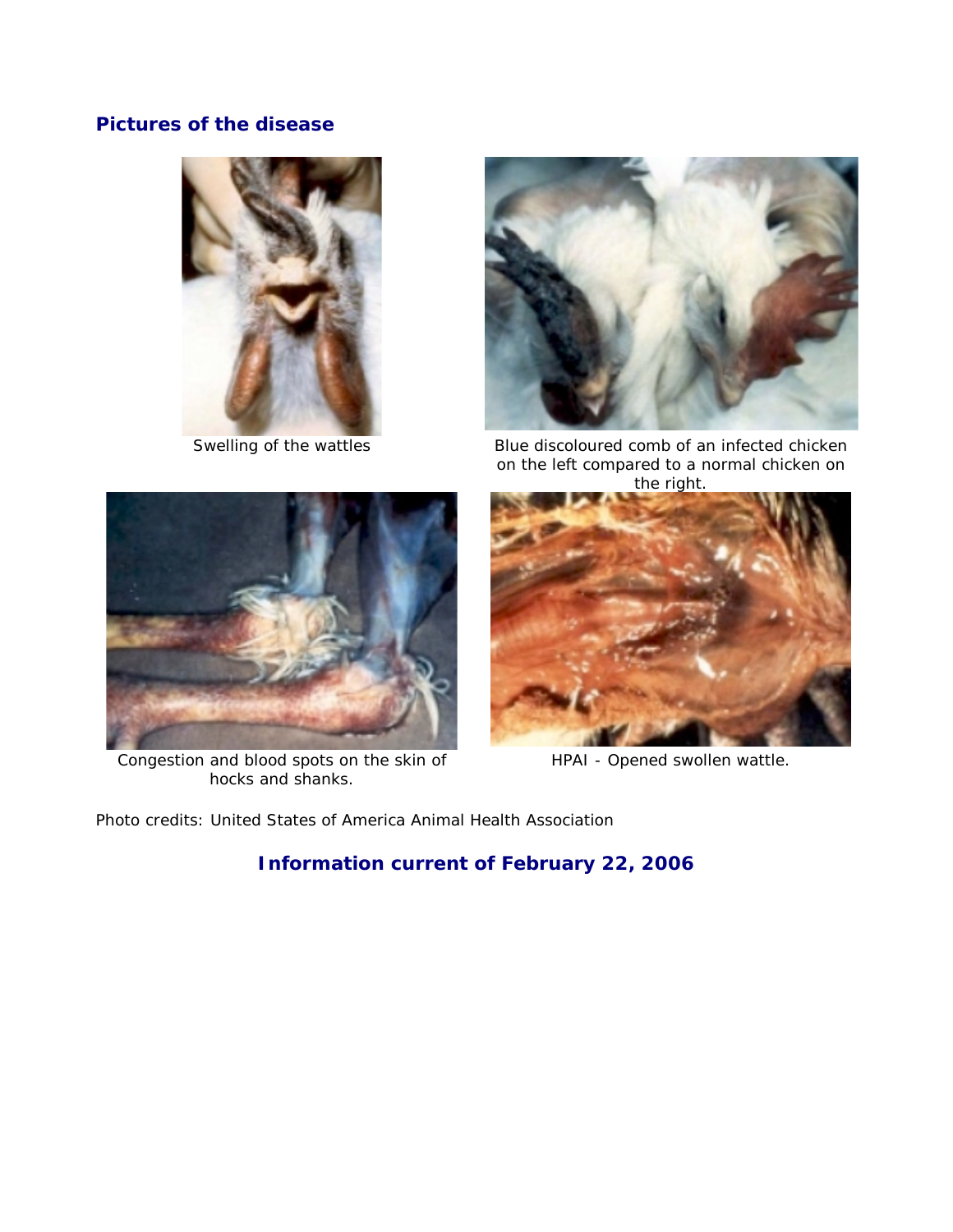## Pictures of the disease

Swelling of the wattles

Blue discoloured comb of an infected chicken on the left compared to a normal chicken on the right.

Congestion and blood spots on the skin of hocks and shanks.

HPAI - Opened swollen wattle.

Photo credits: United States of America Animal Health Association

**Information current of February 22, 2006**